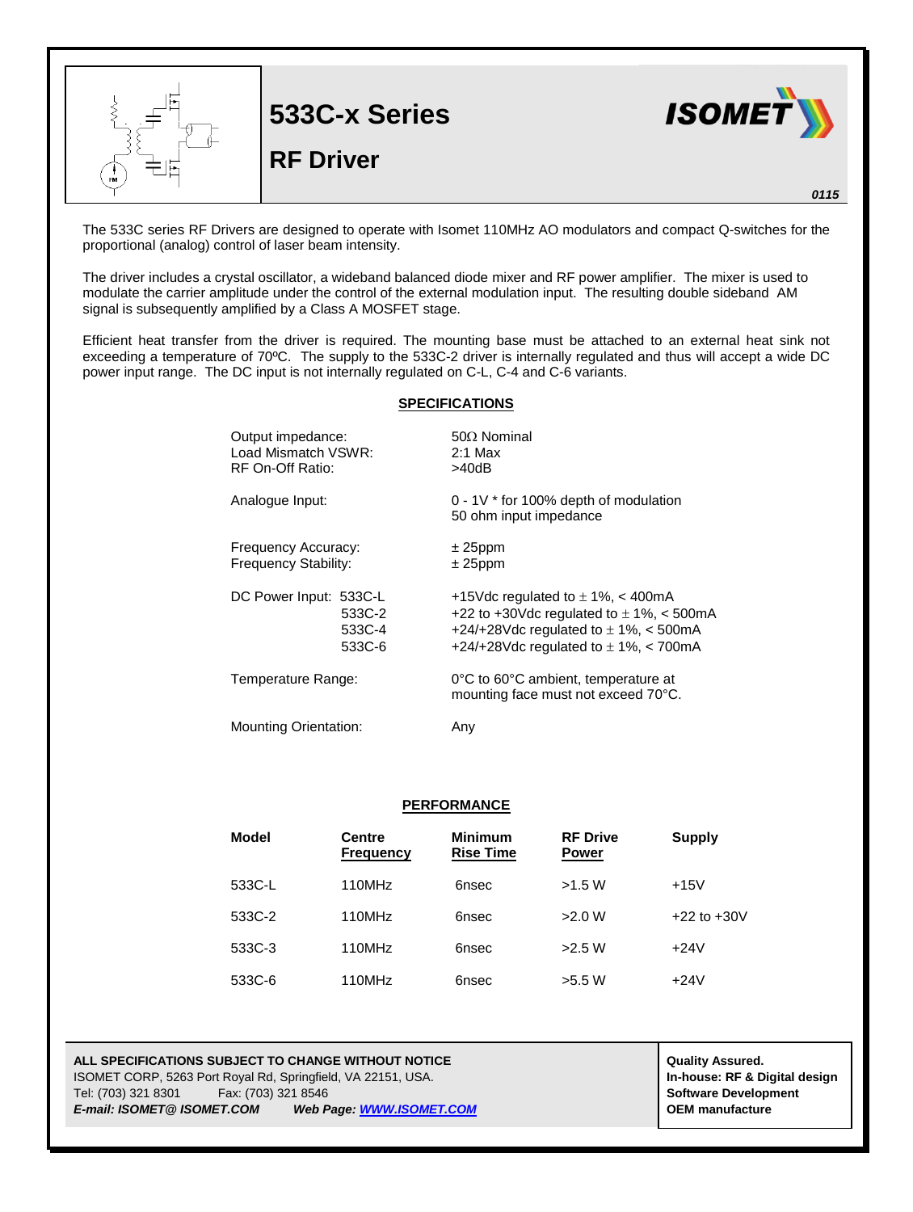# 533C-x Series

## RF Driver

*0115*

The 533C series RF Drivers are designed to operate with Isomet 110MHz AO modulators and compact Q-switches for the proportional (analog) control of laser beam intensity.

The driver includes a crystal oscillator, a wideband balanced diode mixer and RF power amplifier. The mixer is used to modulate the carrier amplitude under the control of the external modulation input. The resulting double sideband AM signal is subsequently amplified by a Class A MOSFET stage.

Efficient heat transfer from the driver is required. The mounting base must be attached to an external heat sink not exceeding a temperature of 70ºC. The supply to the 533C-2 driver is internally regulated and thus will accept a wide DC power input range. The DC input is not internally regulated on C-L, C-4 and C-6 variants.

### SPECIFICATIONS

| | |
|---|---|
| Output impedance: | 50Ω Nominal |
| Load Mismatch VSWR: | 2:1 Max |
| RF On-Off Ratio: | >40dB |
| Analogue Input: | 0 - 1V * for 100% depth of modulation<br>50 ohm input impedance |
| Frequency Accuracy: | ± 25ppm |
| Frequency Stability: | ± 25ppm |
| DC Power Input: 533C-L | +15Vdc regulated to ± 1%, < 400mA |
| 533C-2 | +22 to +30Vdc regulated to ± 1%, < 500mA |
| 533C-4 | +24/+28Vdc regulated to ± 1%, < 500mA |
| 533C-6 | +24/+28Vdc regulated to ± 1%, < 700mA |
| Temperature Range: | 0°C to 60°C ambient, temperature at mounting face must not exceed 70°C. |
| Mounting Orientation: | Any |

### PERFORMANCE

| Model | Centre Frequency | Minimum Rise Time | RF Drive Power | Supply |
|---|---|---|---|---|
| 533C-L | 110MHz | 6nsec | >1.5 W | +15V |
| 533C-2 | 110MHz | 6nsec | >2.0 W | +22 to +30V |
| 533C-3 | 110MHz | 6nsec | >2.5 W | +24V |
| 533C-6 | 110MHz | 6nsec | >5.5 W | +24V |

**ALL SPECIFICATIONS SUBJECT TO CHANGE WITHOUT NOTICE**
ISOMET CORP, 5263 Port Royal Rd, Springfield, VA 22151, USA.
Tel: (703) 321 8301 Fax: (703) 321 8546
***E-mail: ISOMET@ ISOMET.COM Web Page: WWW.ISOMET.COM***

**Quality Assured.**
**In-house: RF & Digital design**
**Software Development**
**OEM manufacture**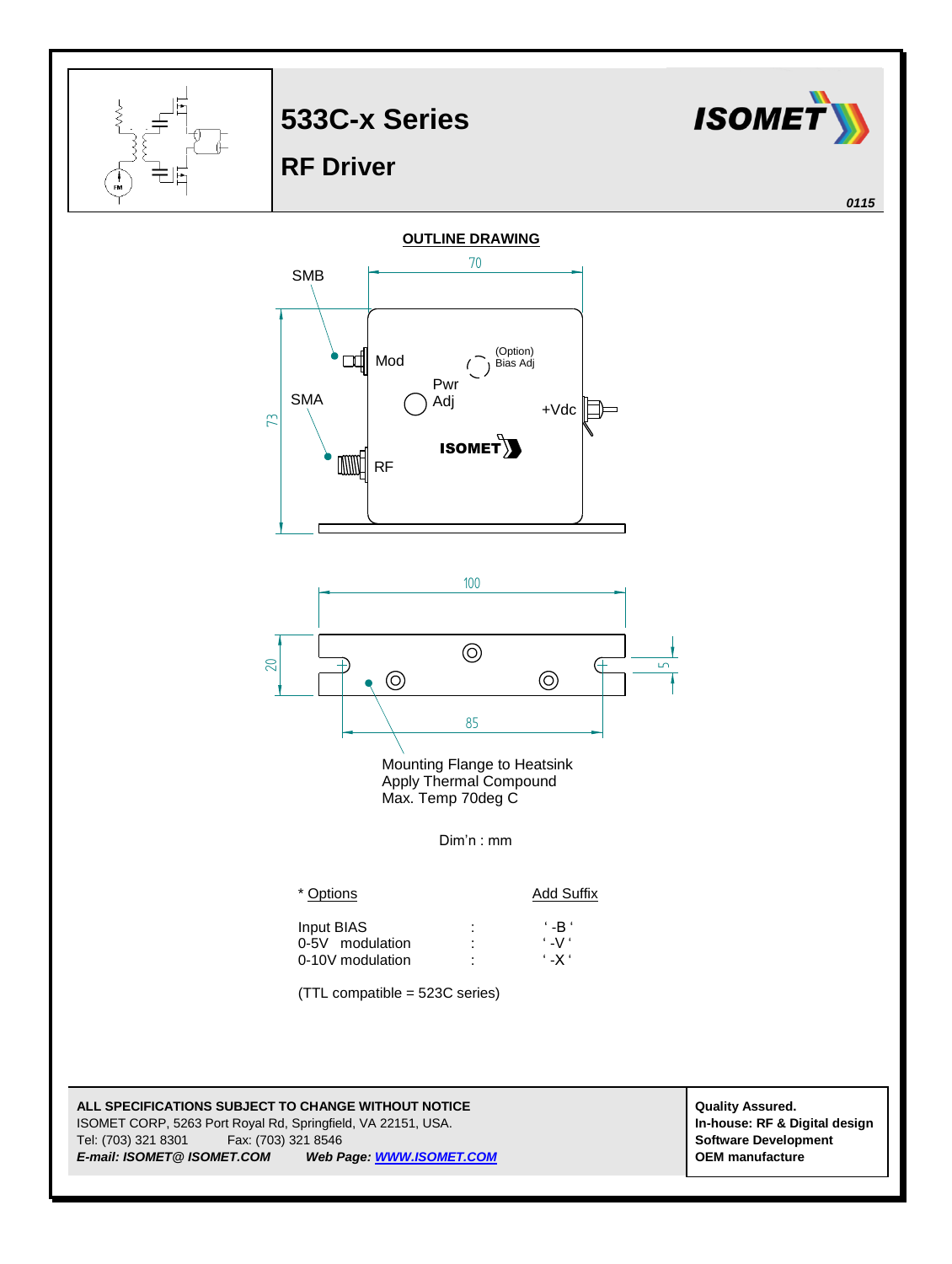# 533C-x Series

## RF Driver

0115

**OUTLINE DRAWING**

70

SMB

Mod

(Option)
Bias Adj

Pwr
Adj

SMA

+Vdc

73

ISOMET

RF

100

20

5

85

Mounting Flange to Heatsink
Apply Thermal Compound
Max. Temp 70deg C

Dim'n : mm

| * Options | | Add Suffix |
|---|---|---|
| Input BIAS | : | '-B' |
| 0-5V modulation | : | '-V' |
| 0-10V modulation | : | '-X' |

(TTL compatible = 523C series)

**ALL SPECIFICATIONS SUBJECT TO CHANGE WITHOUT NOTICE**
ISOMET CORP, 5263 Port Royal Rd, Springfield, VA 22151, USA.
Tel: (703) 321 8301 Fax: (703) 321 8546
***E-mail: ISOMET@ ISOMET.COM*** ***Web Page: WWW.ISOMET.COM***

**Quality Assured.**
**In-house: RF & Digital design**
**Software Development**
**OEM manufacture**